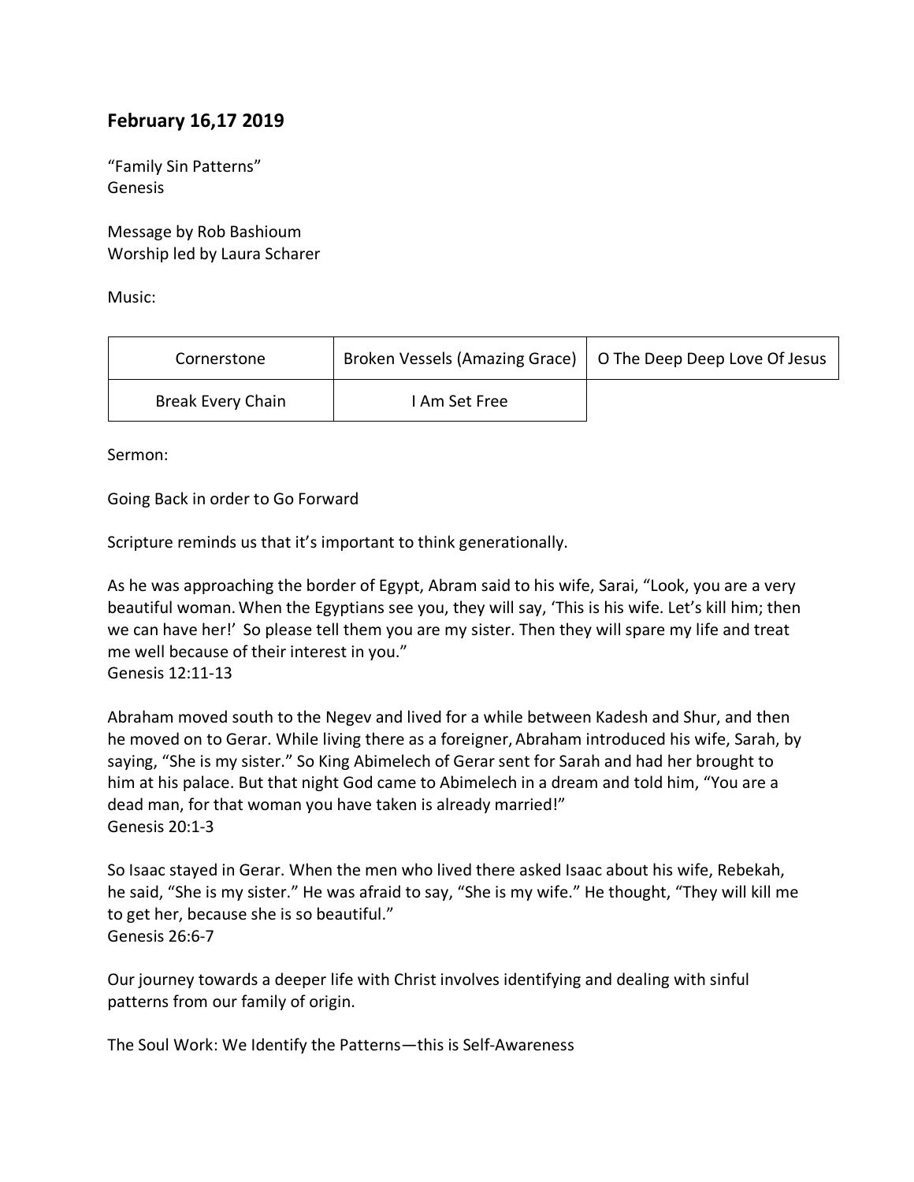## February 16,17 2019

"Family Sin Patterns"
Genesis

Message by Rob Bashioum
Worship led by Laura Scharer

Music:

| | | |
|---|---|---|
| Cornerstone | Broken Vessels (Amazing Grace) | O The Deep Deep Love Of Jesus |
| Break Every Chain | I Am Set Free | |

Sermon:

Going Back in order to Go Forward

Scripture reminds us that it's important to think generationally.

As he was approaching the border of Egypt, Abram said to his wife, Sarai, "Look, you are a very beautiful woman. When the Egyptians see you, they will say, 'This is his wife. Let's kill him; then we can have her!' So please tell them you are my sister. Then they will spare my life and treat me well because of their interest in you."
Genesis 12:11-13

Abraham moved south to the Negev and lived for a while between Kadesh and Shur, and then he moved on to Gerar. While living there as a foreigner, Abraham introduced his wife, Sarah, by saying, "She is my sister." So King Abimelech of Gerar sent for Sarah and had her brought to him at his palace. But that night God came to Abimelech in a dream and told him, "You are a dead man, for that woman you have taken is already married!"
Genesis 20:1-3

So Isaac stayed in Gerar. When the men who lived there asked Isaac about his wife, Rebekah, he said, "She is my sister." He was afraid to say, "She is my wife." He thought, "They will kill me to get her, because she is so beautiful."
Genesis 26:6-7

Our journey towards a deeper life with Christ involves identifying and dealing with sinful patterns from our family of origin.

The Soul Work: We Identify the Patterns—this is Self-Awareness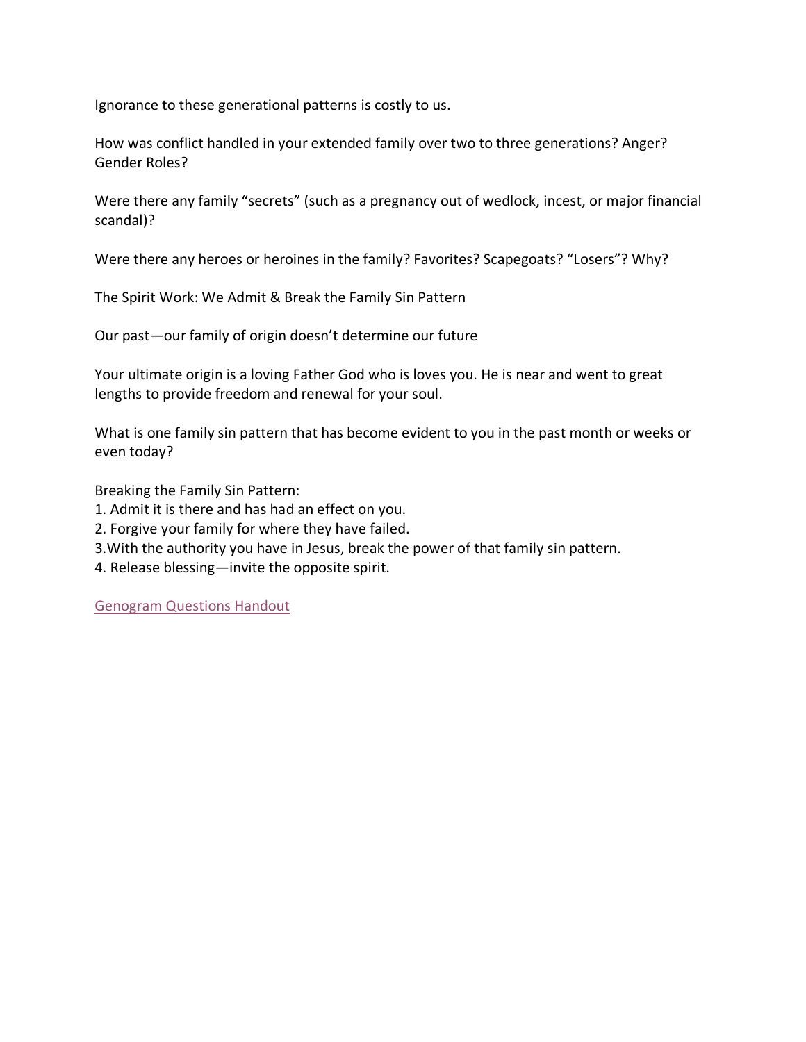Ignorance to these generational patterns is costly to us.

How was conflict handled in your extended family over two to three generations? Anger? Gender Roles?

Were there any family "secrets" (such as a pregnancy out of wedlock, incest, or major financial scandal)?

Were there any heroes or heroines in the family? Favorites? Scapegoats? "Losers"? Why?

The Spirit Work: We Admit & Break the Family Sin Pattern

Our past—our family of origin doesn't determine our future

Your ultimate origin is a loving Father God who is loves you. He is near and went to great lengths to provide freedom and renewal for your soul.

What is one family sin pattern that has become evident to you in the past month or weeks or even today?

Breaking the Family Sin Pattern:
1. Admit it is there and has had an effect on you.
2. Forgive your family for where they have failed.
3. With the authority you have in Jesus, break the power of that family sin pattern.
4. Release blessing—invite the opposite spirit.

Genogram Questions Handout